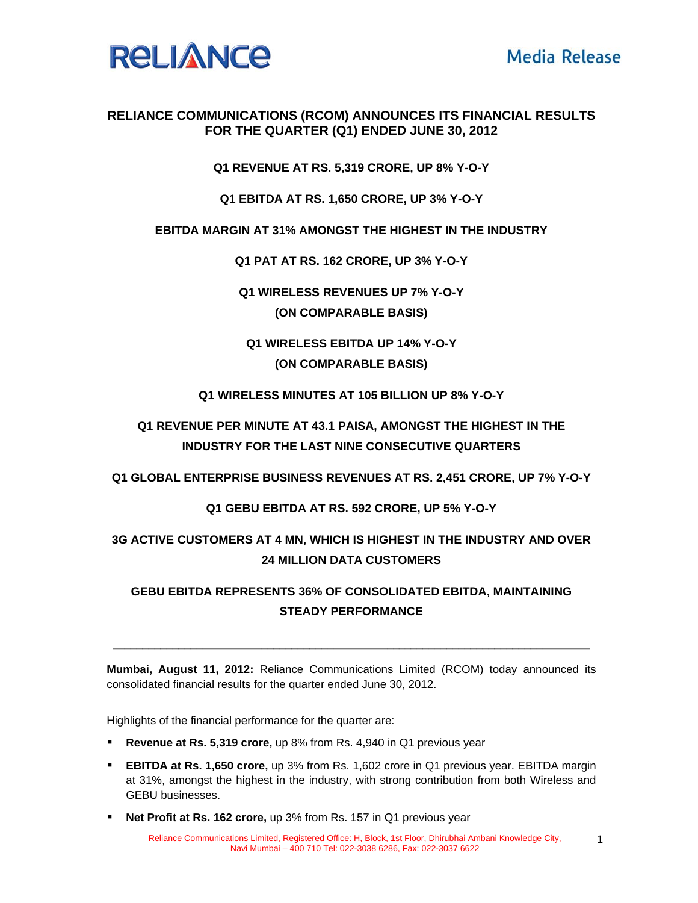RELIANCE

Media Release

# RELIANCE COMMUNICATIONS (RCOM) ANNOUNCES ITS FINANCIAL RESULTS FOR THE QUARTER (Q1) ENDED JUNE 30, 2012

**Q1 REVENUE AT RS. 5,319 CRORE, UP 8% Y-O-Y**

**Q1 EBITDA AT RS. 1,650 CRORE, UP 3% Y-O-Y**

**EBITDA MARGIN AT 31% AMONGST THE HIGHEST IN THE INDUSTRY**

**Q1 PAT AT RS. 162 CRORE, UP 3% Y-O-Y**

**Q1 WIRELESS REVENUES UP 7% Y-O-Y (ON COMPARABLE BASIS)**

**Q1 WIRELESS EBITDA UP 14% Y-O-Y (ON COMPARABLE BASIS)**

**Q1 WIRELESS MINUTES AT 105 BILLION UP 8% Y-O-Y**

**Q1 REVENUE PER MINUTE AT 43.1 PAISA, AMONGST THE HIGHEST IN THE INDUSTRY FOR THE LAST NINE CONSECUTIVE QUARTERS**

**Q1 GLOBAL ENTERPRISE BUSINESS REVENUES AT RS. 2,451 CRORE, UP 7% Y-O-Y**

**Q1 GEBU EBITDA AT RS. 592 CRORE, UP 5% Y-O-Y**

**3G ACTIVE CUSTOMERS AT 4 MN, WHICH IS HIGHEST IN THE INDUSTRY AND OVER 24 MILLION DATA CUSTOMERS**

**GEBU EBITDA REPRESENTS 36% OF CONSOLIDATED EBITDA, MAINTAINING STEADY PERFORMANCE**

---

**Mumbai, August 11, 2012:** Reliance Communications Limited (RCOM) today announced its consolidated financial results for the quarter ended June 30, 2012.

Highlights of the financial performance for the quarter are:

- **Revenue at Rs. 5,319 crore,** up 8% from Rs. 4,940 in Q1 previous year
- **EBITDA at Rs. 1,650 crore,** up 3% from Rs. 1,602 crore in Q1 previous year. EBITDA margin at 31%, amongst the highest in the industry, with strong contribution from both Wireless and GEBU businesses.
- **Net Profit at Rs. 162 crore,** up 3% from Rs. 157 in Q1 previous year

Reliance Communications Limited, Registered Office: H, Block, 1st Floor, Dhirubhai Ambani Knowledge City, Navi Mumbai – 400 710 Tel: 022-3038 6286, Fax: 022-3037 6622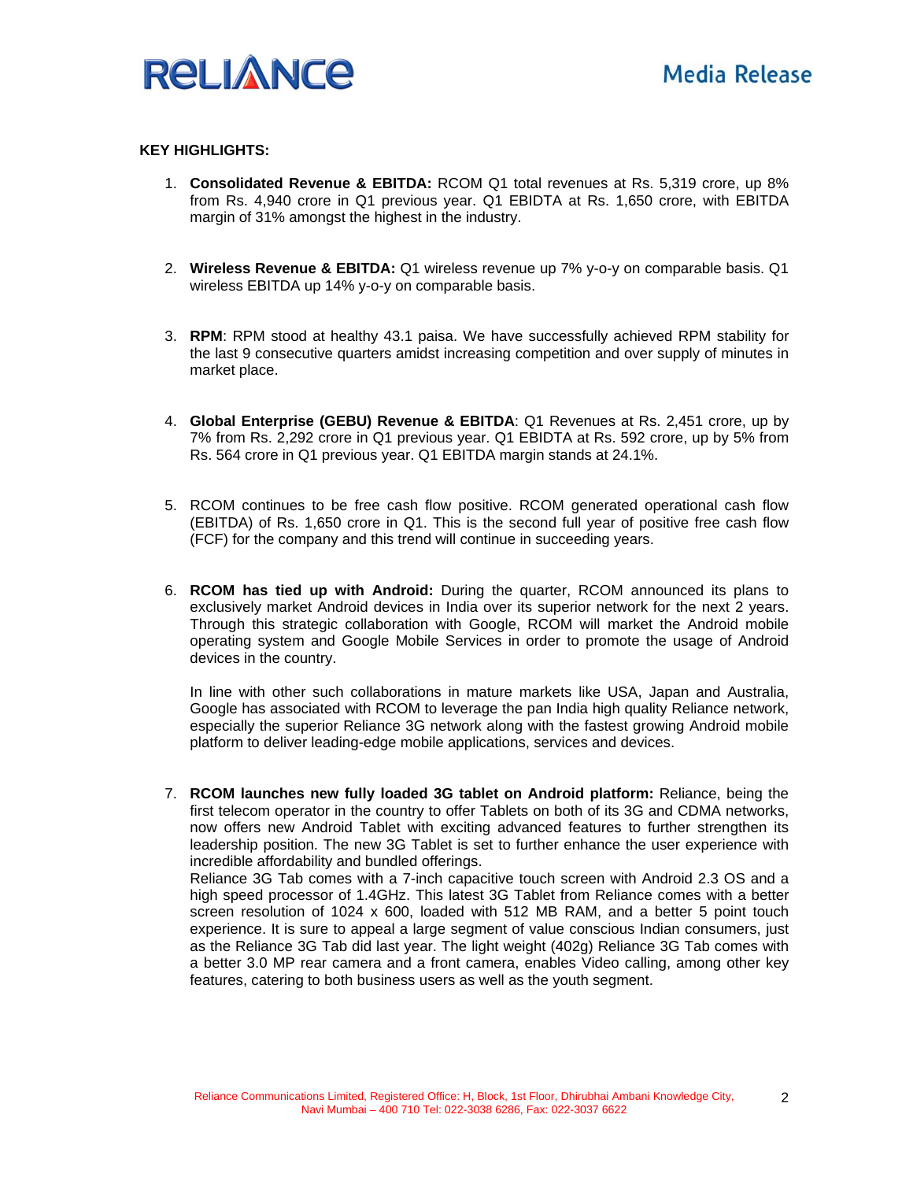**KEY HIGHLIGHTS:**

1. **Consolidated Revenue & EBITDA:** RCOM Q1 total revenues at Rs. 5,319 crore, up 8% from Rs. 4,940 crore in Q1 previous year. Q1 EBIDTA at Rs. 1,650 crore, with EBITDA margin of 31% amongst the highest in the industry.

2. **Wireless Revenue & EBITDA:** Q1 wireless revenue up 7% y-o-y on comparable basis. Q1 wireless EBITDA up 14% y-o-y on comparable basis.

3. **RPM**: RPM stood at healthy 43.1 paisa. We have successfully achieved RPM stability for the last 9 consecutive quarters amidst increasing competition and over supply of minutes in market place.

4. **Global Enterprise (GEBU) Revenue & EBITDA**: Q1 Revenues at Rs. 2,451 crore, up by 7% from Rs. 2,292 crore in Q1 previous year. Q1 EBIDTA at Rs. 592 crore, up by 5% from Rs. 564 crore in Q1 previous year. Q1 EBITDA margin stands at 24.1%.

5. RCOM continues to be free cash flow positive. RCOM generated operational cash flow (EBITDA) of Rs. 1,650 crore in Q1. This is the second full year of positive free cash flow (FCF) for the company and this trend will continue in succeeding years.

6. **RCOM has tied up with Android:** During the quarter, RCOM announced its plans to exclusively market Android devices in India over its superior network for the next 2 years. Through this strategic collaboration with Google, RCOM will market the Android mobile operating system and Google Mobile Services in order to promote the usage of Android devices in the country.

   In line with other such collaborations in mature markets like USA, Japan and Australia, Google has associated with RCOM to leverage the pan India high quality Reliance network, especially the superior Reliance 3G network along with the fastest growing Android mobile platform to deliver leading-edge mobile applications, services and devices.

7. **RCOM launches new fully loaded 3G tablet on Android platform:** Reliance, being the first telecom operator in the country to offer Tablets on both of its 3G and CDMA networks, now offers new Android Tablet with exciting advanced features to further strengthen its leadership position. The new 3G Tablet is set to further enhance the user experience with incredible affordability and bundled offerings.
   Reliance 3G Tab comes with a 7-inch capacitive touch screen with Android 2.3 OS and a high speed processor of 1.4GHz. This latest 3G Tablet from Reliance comes with a better screen resolution of 1024 x 600, loaded with 512 MB RAM, and a better 5 point touch experience. It is sure to appeal a large segment of value conscious Indian consumers, just as the Reliance 3G Tab did last year. The light weight (402g) Reliance 3G Tab comes with a better 3.0 MP rear camera and a front camera, enables Video calling, among other key features, catering to both business users as well as the youth segment.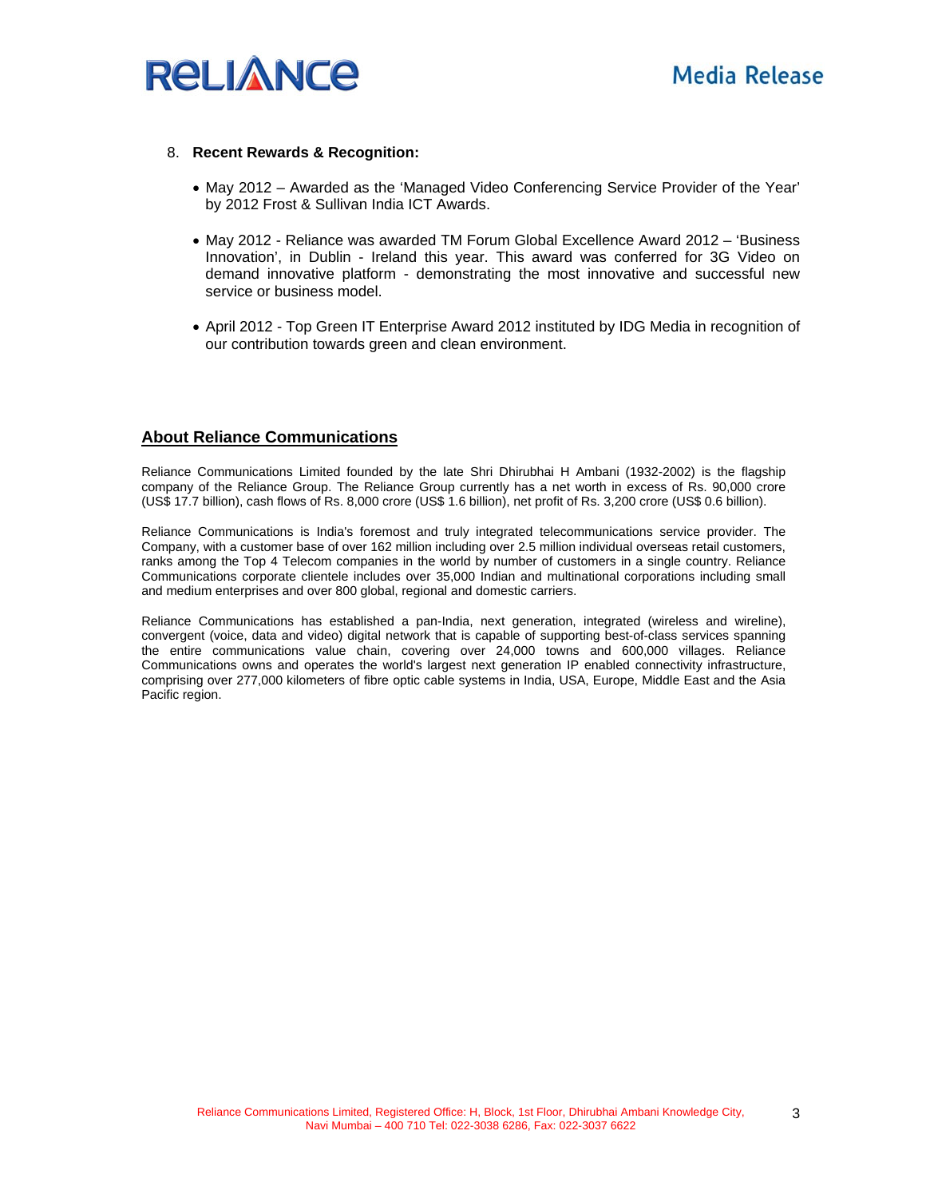8. **Recent Rewards & Recognition:**

- May 2012 – Awarded as the 'Managed Video Conferencing Service Provider of the Year' by 2012 Frost & Sullivan India ICT Awards.

- May 2012 - Reliance was awarded TM Forum Global Excellence Award 2012 – 'Business Innovation', in Dublin - Ireland this year. This award was conferred for 3G Video on demand innovative platform - demonstrating the most innovative and successful new service or business model.

- April 2012 - Top Green IT Enterprise Award 2012 instituted by IDG Media in recognition of our contribution towards green and clean environment.

## About Reliance Communications

Reliance Communications Limited founded by the late Shri Dhirubhai H Ambani (1932-2002) is the flagship company of the Reliance Group. The Reliance Group currently has a net worth in excess of Rs. 90,000 crore (US$ 17.7 billion), cash flows of Rs. 8,000 crore (US$ 1.6 billion), net profit of Rs. 3,200 crore (US$ 0.6 billion).

Reliance Communications is India's foremost and truly integrated telecommunications service provider. The Company, with a customer base of over 162 million including over 2.5 million individual overseas retail customers, ranks among the Top 4 Telecom companies in the world by number of customers in a single country. Reliance Communications corporate clientele includes over 35,000 Indian and multinational corporations including small and medium enterprises and over 800 global, regional and domestic carriers.

Reliance Communications has established a pan-India, next generation, integrated (wireless and wireline), convergent (voice, data and video) digital network that is capable of supporting best-of-class services spanning the entire communications value chain, covering over 24,000 towns and 600,000 villages. Reliance Communications owns and operates the world's largest next generation IP enabled connectivity infrastructure, comprising over 277,000 kilometers of fibre optic cable systems in India, USA, Europe, Middle East and the Asia Pacific region.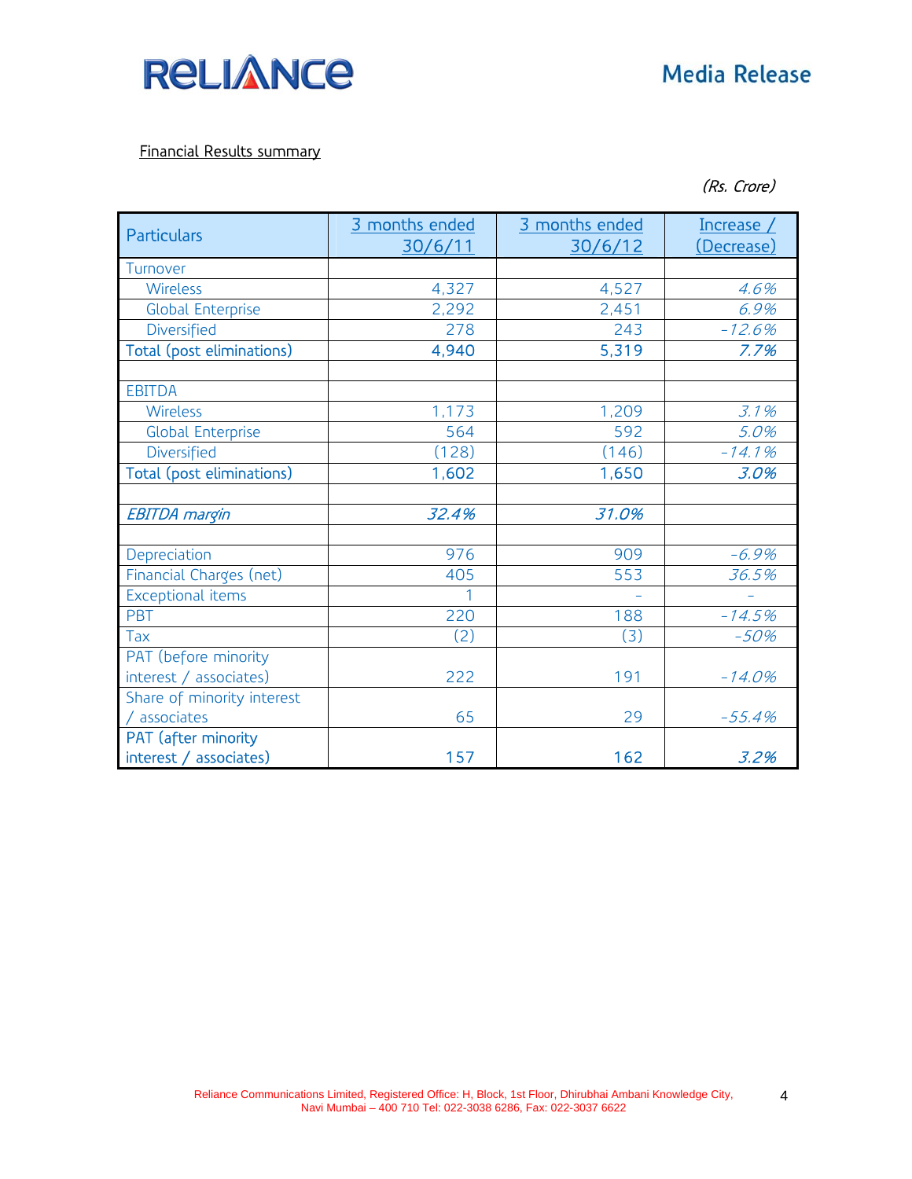Financial Results summary

*(Rs. Crore)*

| Particulars | 3 months ended 30/6/11 | 3 months ended 30/6/12 | Increase / (Decrease) |
|---|---|---|---|
| Turnover | | | |
| Wireless | 4,327 | 4,527 | *4.6%* |
| Global Enterprise | 2,292 | 2,451 | *6.9%* |
| Diversified | 278 | 243 | *-12.6%* |
| **Total (post eliminations)** | **4,940** | **5,319** | ***7.7%*** |
| | | | |
| EBITDA | | | |
| Wireless | 1,173 | 1,209 | *3.1%* |
| Global Enterprise | 564 | 592 | *5.0%* |
| Diversified | (128) | (146) | *-14.1%* |
| **Total (post eliminations)** | **1,602** | **1,650** | ***3.0%*** |
| | | | |
| *EBITDA margin* | *32.4%* | *31.0%* | |
| | | | |
| Depreciation | 976 | 909 | *-6.9%* |
| Financial Charges (net) | 405 | 553 | *36.5%* |
| Exceptional items | 1 | - | - |
| PBT | 220 | 188 | *-14.5%* |
| Tax | (2) | (3) | *-50%* |
| PAT (before minority interest / associates) | 222 | 191 | *-14.0%* |
| Share of minority interest / associates | 65 | 29 | *-55.4%* |
| **PAT (after minority interest / associates)** | **157** | **162** | ***3.2%*** |

Reliance Communications Limited, Registered Office: H, Block, 1st Floor, Dhirubhai Ambani Knowledge City, Navi Mumbai – 400 710 Tel: 022-3038 6286, Fax: 022-3037 6622